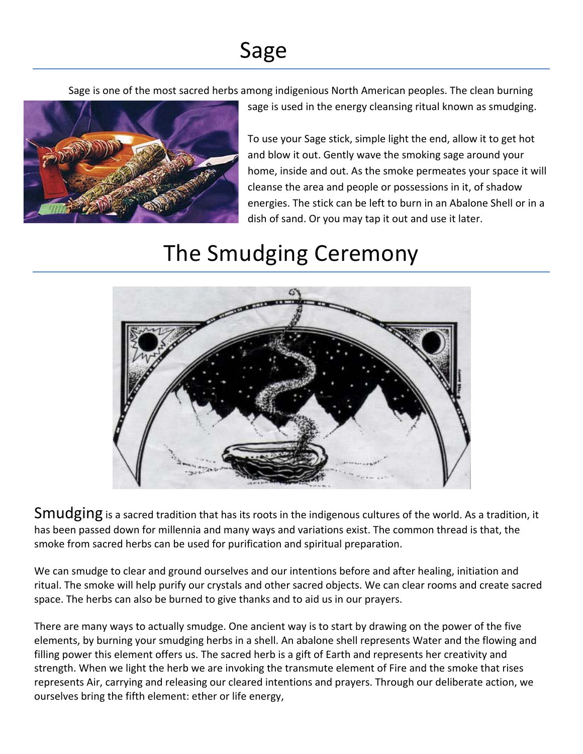# Sage

Sage is one of the most sacred herbs among indigenious North American peoples. The clean burning sage is used in the energy cleansing ritual known as smudging.

To use your Sage stick, simple light the end, allow it to get hot and blow it out. Gently wave the smoking sage around your home, inside and out. As the smoke permeates your space it will cleanse the area and people or possessions in it, of shadow energies. The stick can be left to burn in an Abalone Shell or in a dish of sand. Or you may tap it out and use it later.

# The Smudging Ceremony

Smudging is a sacred tradition that has its roots in the indigenous cultures of the world. As a tradition, it has been passed down for millennia and many ways and variations exist. The common thread is that, the smoke from sacred herbs can be used for purification and spiritual preparation.

We can smudge to clear and ground ourselves and our intentions before and after healing, initiation and ritual. The smoke will help purify our crystals and other sacred objects. We can clear rooms and create sacred space. The herbs can also be burned to give thanks and to aid us in our prayers.

There are many ways to actually smudge. One ancient way is to start by drawing on the power of the five elements, by burning your smudging herbs in a shell. An abalone shell represents Water and the flowing and filling power this element offers us. The sacred herb is a gift of Earth and represents her creativity and strength. When we light the herb we are invoking the transmute element of Fire and the smoke that rises represents Air, carrying and releasing our cleared intentions and prayers. Through our deliberate action, we ourselves bring the fifth element: ether or life energy,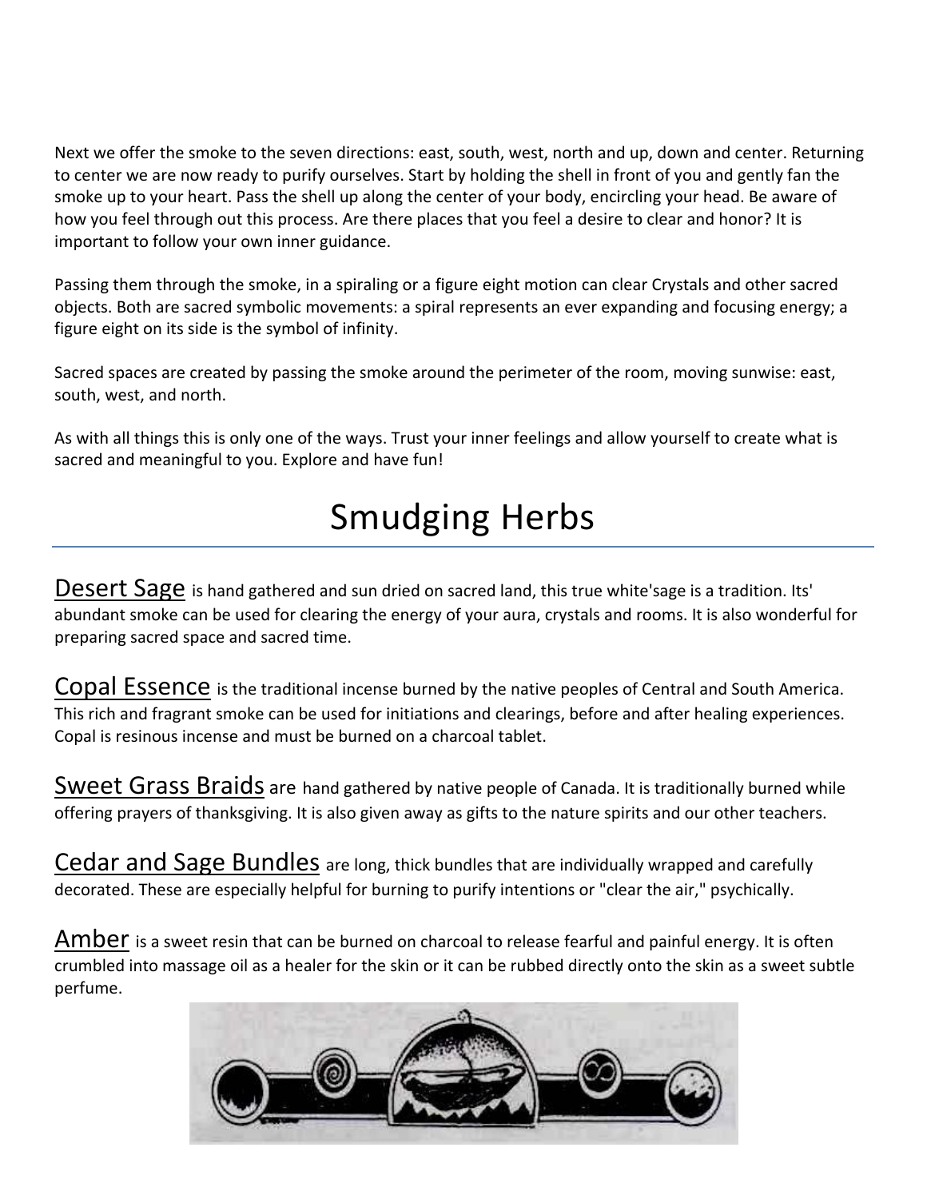Next we offer the smoke to the seven directions: east, south, west, north and up, down and center. Returning to center we are now ready to purify ourselves. Start by holding the shell in front of you and gently fan the smoke up to your heart. Pass the shell up along the center of your body, encircling your head. Be aware of how you feel through out this process. Are there places that you feel a desire to clear and honor? It is important to follow your own inner guidance.

Passing them through the smoke, in a spiraling or a figure eight motion can clear Crystals and other sacred objects. Both are sacred symbolic movements: a spiral represents an ever expanding and focusing energy; a figure eight on its side is the symbol of infinity.

Sacred spaces are created by passing the smoke around the perimeter of the room, moving sunwise: east, south, west, and north.

As with all things this is only one of the ways. Trust your inner feelings and allow yourself to create what is sacred and meaningful to you. Explore and have fun!

# Smudging Herbs

Desert Sage is hand gathered and sun dried on sacred land, this true white'sage is a tradition. Its' abundant smoke can be used for clearing the energy of your aura, crystals and rooms. It is also wonderful for preparing sacred space and sacred time.

Copal Essence is the traditional incense burned by the native peoples of Central and South America. This rich and fragrant smoke can be used for initiations and clearings, before and after healing experiences. Copal is resinous incense and must be burned on a charcoal tablet.

Sweet Grass Braids are hand gathered by native people of Canada. It is traditionally burned while offering prayers of thanksgiving. It is also given away as gifts to the nature spirits and our other teachers.

Cedar and Sage Bundles are long, thick bundles that are individually wrapped and carefully decorated. These are especially helpful for burning to purify intentions or "clear the air," psychically.

Amber is a sweet resin that can be burned on charcoal to release fearful and painful energy. It is often crumbled into massage oil as a healer for the skin or it can be rubbed directly onto the skin as a sweet subtle perfume.